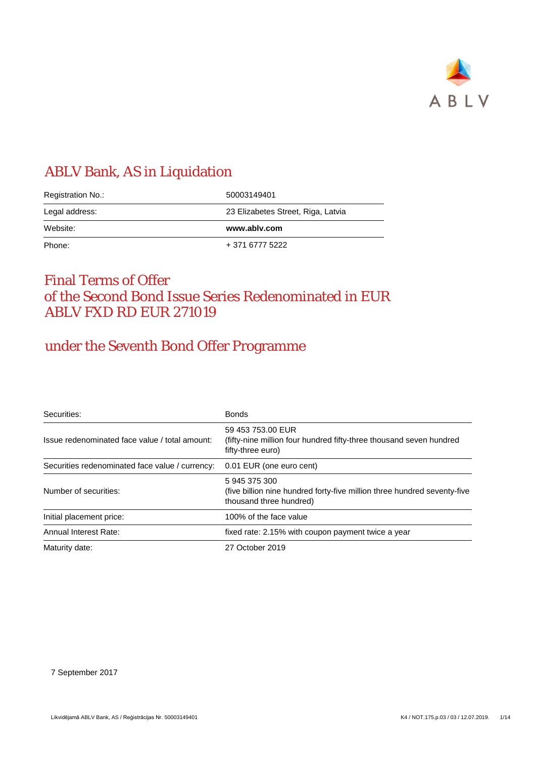# ABLV Bank, AS in Liquidation

| | |
|---|---|
| Registration No.: | 50003149401 |
| Legal address: | 23 Elizabetes Street, Riga, Latvia |
| Website: | **www.ablv.com** |
| Phone: | + 371 6777 5222 |

# Final Terms of Offer of the Second Bond Issue Series Redenominated in EUR ABLV FXD RD EUR 271019

## under the Seventh Bond Offer Programme

| | |
|---|---|
| Securities: | Bonds |
| Issue redenominated face value / total amount: | 59 453 753.00 EUR (fifty-nine million four hundred fifty-three thousand seven hundred fifty-three euro) |
| Securities redenominated face value / currency: | 0.01 EUR (one euro cent) |
| Number of securities: | 5 945 375 300 (five billion nine hundred forty-five million three hundred seventy-five thousand three hundred) |
| Initial placement price: | 100% of the face value |
| Annual Interest Rate: | fixed rate: 2.15% with coupon payment twice a year |
| Maturity date: | 27 October 2019 |

7 September 2017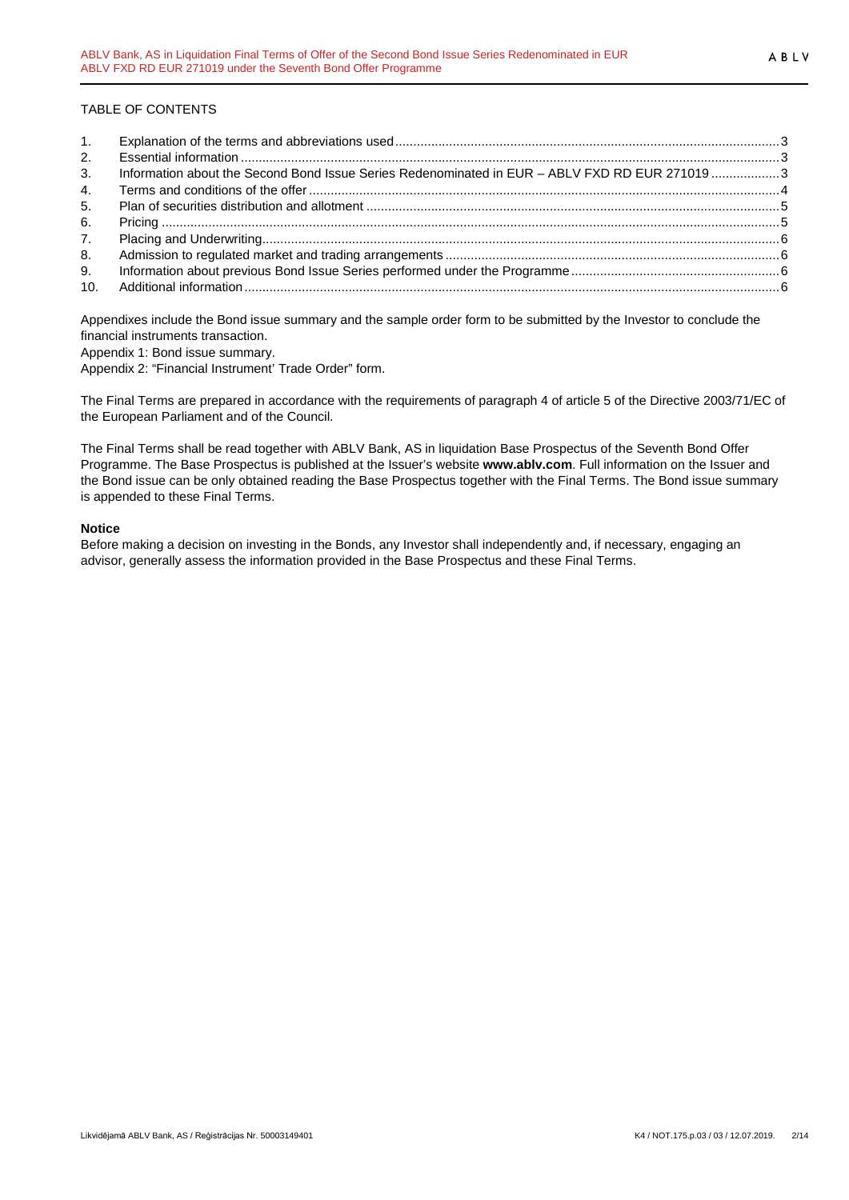TABLE OF CONTENTS

| | | |
|---|---|---|
| 1. | Explanation of the terms and abbreviations used | 3 |
| 2. | Essential information | 3 |
| 3. | Information about the Second Bond Issue Series Redenominated in EUR – ABLV FXD RD EUR 271019 | 3 |
| 4. | Terms and conditions of the offer | 4 |
| 5. | Plan of securities distribution and allotment | 5 |
| 6. | Pricing | 5 |
| 7. | Placing and Underwriting | 6 |
| 8. | Admission to regulated market and trading arrangements | 6 |
| 9. | Information about previous Bond Issue Series performed under the Programme | 6 |
| 10. | Additional information | 6 |

Appendixes include the Bond issue summary and the sample order form to be submitted by the Investor to conclude the financial instruments transaction.

Appendix 1: Bond issue summary.

Appendix 2: "Financial Instrument' Trade Order" form.

The Final Terms are prepared in accordance with the requirements of paragraph 4 of article 5 of the Directive 2003/71/EC of the European Parliament and of the Council.

The Final Terms shall be read together with ABLV Bank, AS in liquidation Base Prospectus of the Seventh Bond Offer Programme. The Base Prospectus is published at the Issuer's website **www.ablv.com**. Full information on the Issuer and the Bond issue can be only obtained reading the Base Prospectus together with the Final Terms. The Bond issue summary is appended to these Final Terms.

**Notice**

Before making a decision on investing in the Bonds, any Investor shall independently and, if necessary, engaging an advisor, generally assess the information provided in the Base Prospectus and these Final Terms.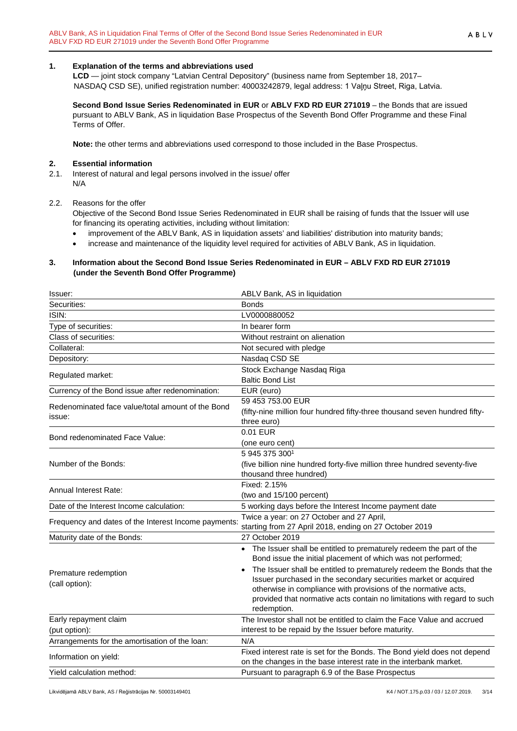## 1. Explanation of the terms and abbreviations used

**LCD** — joint stock company "Latvian Central Depository" (business name from September 18, 2017– NASDAQ CSD SE), unified registration number: 40003242879, legal address: 1 Vaļņu Street, Riga, Latvia.

**Second Bond Issue Series Redenominated in EUR** or **ABLV FXD RD EUR 271019** – the Bonds that are issued pursuant to ABLV Bank, AS in liquidation Base Prospectus of the Seventh Bond Offer Programme and these Final Terms of Offer.

**Note:** the other terms and abbreviations used correspond to those included in the Base Prospectus.

## 2. Essential information

2.1. Interest of natural and legal persons involved in the issue/ offer

N/A

2.2. Reasons for the offer

Objective of the Second Bond Issue Series Redenominated in EUR shall be raising of funds that the Issuer will use for financing its operating activities, including without limitation:

- improvement of the ABLV Bank, AS in liquidation assets' and liabilities' distribution into maturity bands;
- increase and maintenance of the liquidity level required for activities of ABLV Bank, AS in liquidation.

## 3. Information about the Second Bond Issue Series Redenominated in EUR – ABLV FXD RD EUR 271019 (under the Seventh Bond Offer Programme)

| | |
|---|---|
| Issuer: | ABLV Bank, AS in liquidation |
| Securities: | Bonds |
| ISIN: | LV0000880052 |
| Type of securities: | In bearer form |
| Class of securities: | Without restraint on alienation |
| Collateral: | Not secured with pledge |
| Depository: | Nasdaq CSD SE |
| Regulated market: | Stock Exchange Nasdaq Riga<br>Baltic Bond List |
| Currency of the Bond issue after redenomination: | EUR (euro) |
| Redenominated face value/total amount of the Bond issue: | 59 453 753.00 EUR<br>(fifty-nine million four hundred fifty-three thousand seven hundred fifty-three euro) |
| Bond redenominated Face Value: | 0.01 EUR<br>(one euro cent) |
| Number of the Bonds: | 5 945 375 300[1]<br>(five billion nine hundred forty-five million three hundred seventy-five thousand three hundred) |
| Annual Interest Rate: | Fixed: 2.15%<br>(two and 15/100 percent) |
| Date of the Interest Income calculation: | 5 working days before the Interest Income payment date |
| Frequency and dates of the Interest Income payments: | Twice a year: on 27 October and 27 April,<br>starting from 27 April 2018, ending on 27 October 2019 |
| Maturity date of the Bonds: | 27 October 2019 |
| Premature redemption<br>(call option): | • The Issuer shall be entitled to prematurely redeem the part of the Bond issue the initial placement of which was not performed;<br>• The Issuer shall be entitled to prematurely redeem the Bonds that the Issuer purchased in the secondary securities market or acquired otherwise in compliance with provisions of the normative acts, provided that normative acts contain no limitations with regard to such redemption. |
| Early repayment claim<br>(put option): | The Investor shall not be entitled to claim the Face Value and accrued interest to be repaid by the Issuer before maturity. |
| Arrangements for the amortisation of the loan: | N/A |
| Information on yield: | Fixed interest rate is set for the Bonds. The Bond yield does not depend on the changes in the base interest rate in the interbank market. |
| Yield calculation method: | Pursuant to paragraph 6.9 of the Base Prospectus |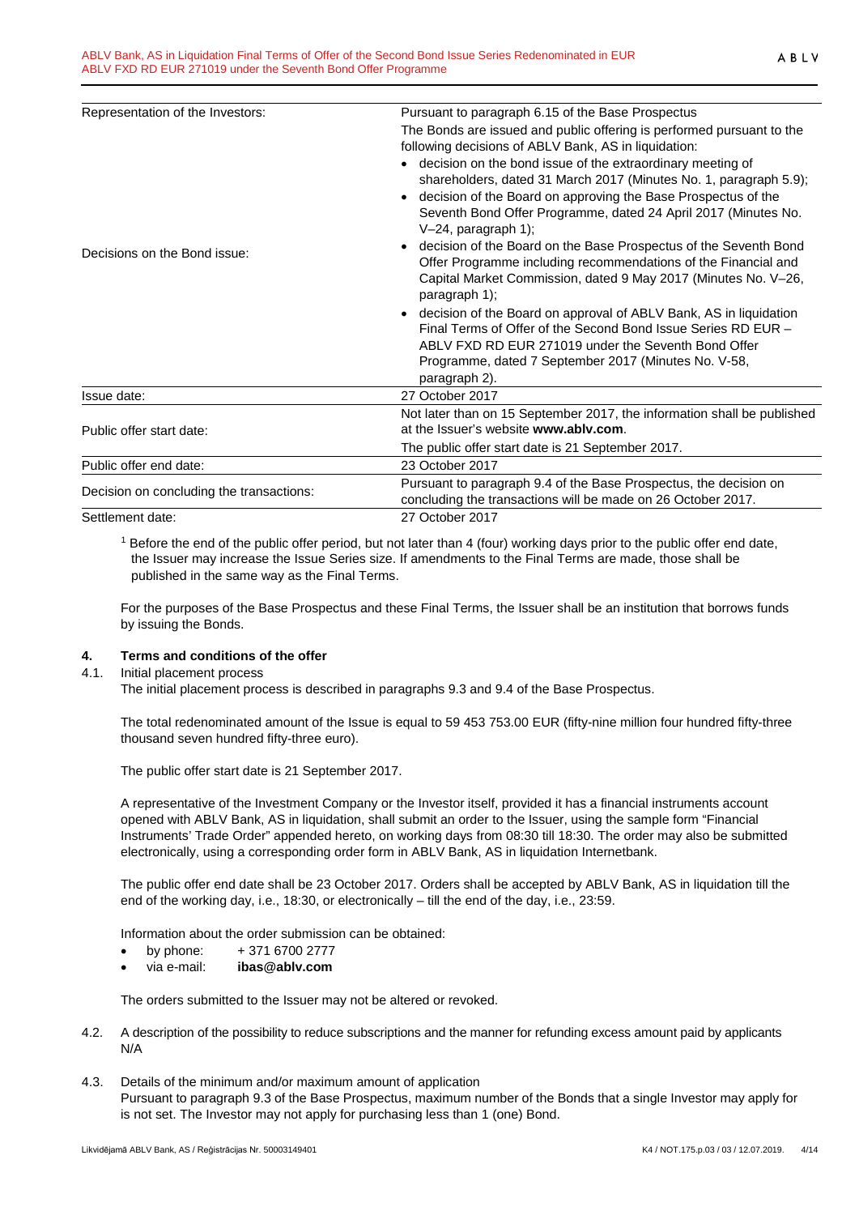| | |
|---|---|
| Representation of the Investors: | Pursuant to paragraph 6.15 of the Base Prospectus |
| Decisions on the Bond issue: | The Bonds are issued and public offering is performed pursuant to the following decisions of ABLV Bank, AS in liquidation:<br>• decision on the bond issue of the extraordinary meeting of shareholders, dated 31 March 2017 (Minutes No. 1, paragraph 5.9);<br>• decision of the Board on approving the Base Prospectus of the Seventh Bond Offer Programme, dated 24 April 2017 (Minutes No. V–24, paragraph 1);<br>• decision of the Board on the Base Prospectus of the Seventh Bond Offer Programme including recommendations of the Financial and Capital Market Commission, dated 9 May 2017 (Minutes No. V–26, paragraph 1);<br>• decision of the Board on approval of ABLV Bank, AS in liquidation Final Terms of Offer of the Second Bond Issue Series RD EUR – ABLV FXD RD EUR 271019 under the Seventh Bond Offer Programme, dated 7 September 2017 (Minutes No. V-58, paragraph 2). |
| Issue date: | 27 October 2017 |
| Public offer start date: | Not later than on 15 September 2017, the information shall be published at the Issuer's website **www.ablv.com**.<br>The public offer start date is 21 September 2017. |
| Public offer end date: | 23 October 2017 |
| Decision on concluding the transactions: | Pursuant to paragraph 9.4 of the Base Prospectus, the decision on concluding the transactions will be made on 26 October 2017. |
| Settlement date: | 27 October 2017 |

[1] Before the end of the public offer period, but not later than 4 (four) working days prior to the public offer end date, the Issuer may increase the Issue Series size. If amendments to the Final Terms are made, those shall be published in the same way as the Final Terms.

For the purposes of the Base Prospectus and these Final Terms, the Issuer shall be an institution that borrows funds by issuing the Bonds.

## 4. Terms and conditions of the offer

4.1. Initial placement process

The initial placement process is described in paragraphs 9.3 and 9.4 of the Base Prospectus.

The total redenominated amount of the Issue is equal to 59 453 753.00 EUR (fifty-nine million four hundred fifty-three thousand seven hundred fifty-three euro).

The public offer start date is 21 September 2017.

A representative of the Investment Company or the Investor itself, provided it has a financial instruments account opened with ABLV Bank, AS in liquidation, shall submit an order to the Issuer, using the sample form "Financial Instruments' Trade Order" appended hereto, on working days from 08:30 till 18:30. The order may also be submitted electronically, using a corresponding order form in ABLV Bank, AS in liquidation Internetbank.

The public offer end date shall be 23 October 2017. Orders shall be accepted by ABLV Bank, AS in liquidation till the end of the working day, i.e., 18:30, or electronically – till the end of the day, i.e., 23:59.

Information about the order submission can be obtained:

- by phone: + 371 6700 2777
- via e-mail: **ibas@ablv.com**

The orders submitted to the Issuer may not be altered or revoked.

4.2. A description of the possibility to reduce subscriptions and the manner for refunding excess amount paid by applicants

N/A

4.3. Details of the minimum and/or maximum amount of application

Pursuant to paragraph 9.3 of the Base Prospectus, maximum number of the Bonds that a single Investor may apply for is not set. The Investor may not apply for purchasing less than 1 (one) Bond.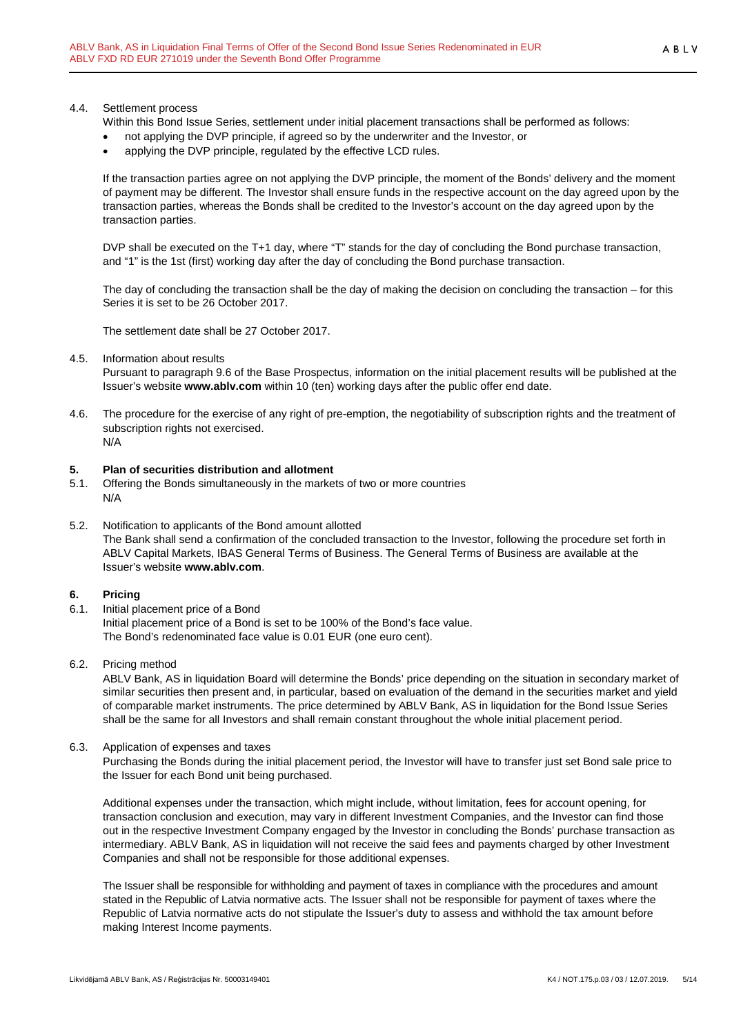4.4. Settlement process

Within this Bond Issue Series, settlement under initial placement transactions shall be performed as follows:

- not applying the DVP principle, if agreed so by the underwriter and the Investor, or
- applying the DVP principle, regulated by the effective LCD rules.

If the transaction parties agree on not applying the DVP principle, the moment of the Bonds' delivery and the moment of payment may be different. The Investor shall ensure funds in the respective account on the day agreed upon by the transaction parties, whereas the Bonds shall be credited to the Investor's account on the day agreed upon by the transaction parties.

DVP shall be executed on the T+1 day, where "T" stands for the day of concluding the Bond purchase transaction, and "1" is the 1st (first) working day after the day of concluding the Bond purchase transaction.

The day of concluding the transaction shall be the day of making the decision on concluding the transaction – for this Series it is set to be 26 October 2017.

The settlement date shall be 27 October 2017.

4.5. Information about results

Pursuant to paragraph 9.6 of the Base Prospectus, information on the initial placement results will be published at the Issuer's website **www.ablv.com** within 10 (ten) working days after the public offer end date.

4.6. The procedure for the exercise of any right of pre-emption, the negotiability of subscription rights and the treatment of subscription rights not exercised.

N/A

## 5. Plan of securities distribution and allotment

5.1. Offering the Bonds simultaneously in the markets of two or more countries

N/A

5.2. Notification to applicants of the Bond amount allotted

The Bank shall send a confirmation of the concluded transaction to the Investor, following the procedure set forth in ABLV Capital Markets, IBAS General Terms of Business. The General Terms of Business are available at the Issuer's website **www.ablv.com**.

## 6. Pricing

6.1. Initial placement price of a Bond

Initial placement price of a Bond is set to be 100% of the Bond's face value.
The Bond's redenominated face value is 0.01 EUR (one euro cent).

6.2. Pricing method

ABLV Bank, AS in liquidation Board will determine the Bonds' price depending on the situation in secondary market of similar securities then present and, in particular, based on evaluation of the demand in the securities market and yield of comparable market instruments. The price determined by ABLV Bank, AS in liquidation for the Bond Issue Series shall be the same for all Investors and shall remain constant throughout the whole initial placement period.

6.3. Application of expenses and taxes

Purchasing the Bonds during the initial placement period, the Investor will have to transfer just set Bond sale price to the Issuer for each Bond unit being purchased.

Additional expenses under the transaction, which might include, without limitation, fees for account opening, for transaction conclusion and execution, may vary in different Investment Companies, and the Investor can find those out in the respective Investment Company engaged by the Investor in concluding the Bonds' purchase transaction as intermediary. ABLV Bank, AS in liquidation will not receive the said fees and payments charged by other Investment Companies and shall not be responsible for those additional expenses.

The Issuer shall be responsible for withholding and payment of taxes in compliance with the procedures and amount stated in the Republic of Latvia normative acts. The Issuer shall not be responsible for payment of taxes where the Republic of Latvia normative acts do not stipulate the Issuer's duty to assess and withhold the tax amount before making Interest Income payments.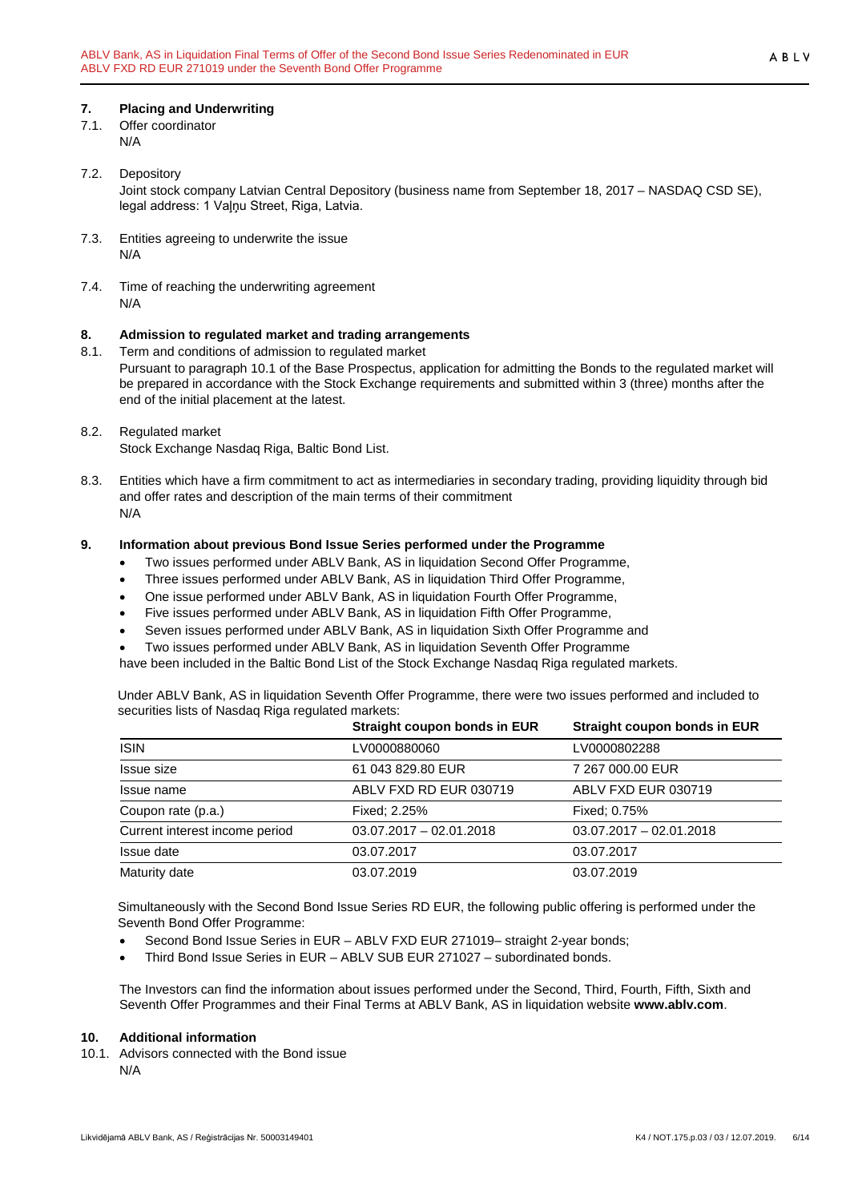## 7. Placing and Underwriting

7.1. Offer coordinator

N/A

7.2. Depository

Joint stock company Latvian Central Depository (business name from September 18, 2017 – NASDAQ CSD SE), legal address: 1 Vaļņu Street, Riga, Latvia.

7.3. Entities agreeing to underwrite the issue

N/A

7.4. Time of reaching the underwriting agreement

N/A

## 8. Admission to regulated market and trading arrangements

8.1. Term and conditions of admission to regulated market

Pursuant to paragraph 10.1 of the Base Prospectus, application for admitting the Bonds to the regulated market will be prepared in accordance with the Stock Exchange requirements and submitted within 3 (three) months after the end of the initial placement at the latest.

8.2. Regulated market

Stock Exchange Nasdaq Riga, Baltic Bond List.

8.3. Entities which have a firm commitment to act as intermediaries in secondary trading, providing liquidity through bid and offer rates and description of the main terms of their commitment

N/A

## 9. Information about previous Bond Issue Series performed under the Programme

- Two issues performed under ABLV Bank, AS in liquidation Second Offer Programme,
- Three issues performed under ABLV Bank, AS in liquidation Third Offer Programme,
- One issue performed under ABLV Bank, AS in liquidation Fourth Offer Programme,
- Five issues performed under ABLV Bank, AS in liquidation Fifth Offer Programme,
- Seven issues performed under ABLV Bank, AS in liquidation Sixth Offer Programme and
- Two issues performed under ABLV Bank, AS in liquidation Seventh Offer Programme

have been included in the Baltic Bond List of the Stock Exchange Nasdaq Riga regulated markets.

Under ABLV Bank, AS in liquidation Seventh Offer Programme, there were two issues performed and included to securities lists of Nasdaq Riga regulated markets:

| | Straight coupon bonds in EUR | Straight coupon bonds in EUR |
|---|---|---|
| ISIN | LV0000880060 | LV0000802288 |
| Issue size | 61 043 829.80 EUR | 7 267 000.00 EUR |
| Issue name | ABLV FXD RD EUR 030719 | ABLV FXD EUR 030719 |
| Coupon rate (p.a.) | Fixed; 2.25% | Fixed; 0.75% |
| Current interest income period | 03.07.2017 – 02.01.2018 | 03.07.2017 – 02.01.2018 |
| Issue date | 03.07.2017 | 03.07.2017 |
| Maturity date | 03.07.2019 | 03.07.2019 |

Simultaneously with the Second Bond Issue Series RD EUR, the following public offering is performed under the Seventh Bond Offer Programme:

- Second Bond Issue Series in EUR – ABLV FXD EUR 271019– straight 2-year bonds;
- Third Bond Issue Series in EUR – ABLV SUB EUR 271027 – subordinated bonds.

The Investors can find the information about issues performed under the Second, Third, Fourth, Fifth, Sixth and Seventh Offer Programmes and their Final Terms at ABLV Bank, AS in liquidation website **www.ablv.com**.

## 10. Additional information

10.1. Advisors connected with the Bond issue

N/A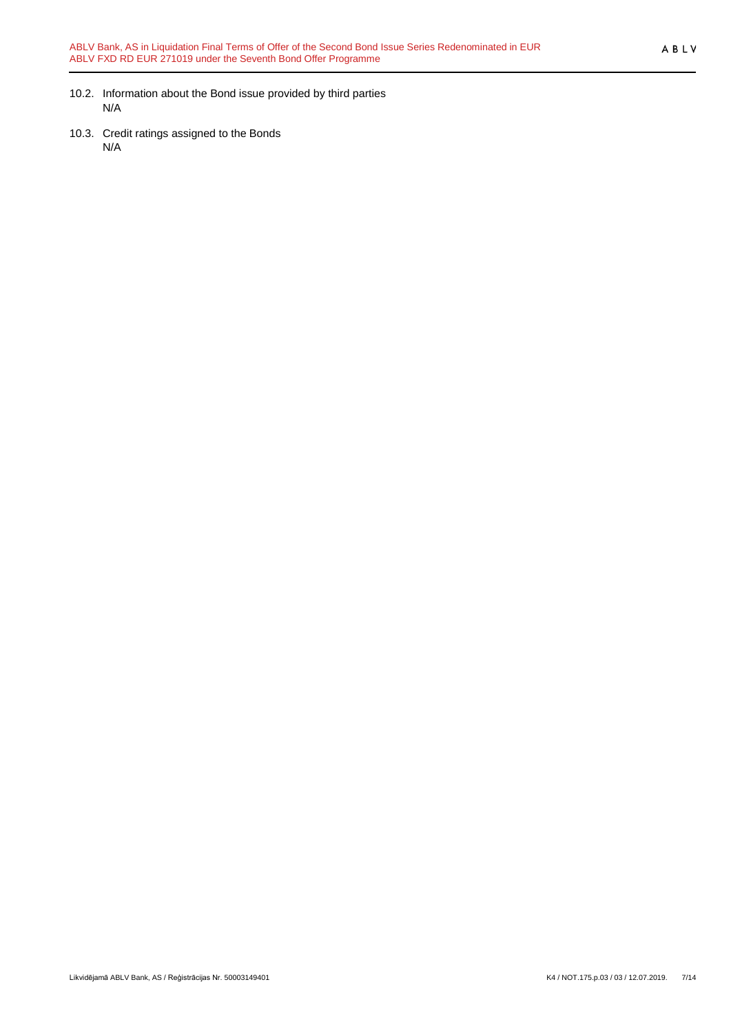10.2. Information about the Bond issue provided by third parties

N/A

10.3. Credit ratings assigned to the Bonds

N/A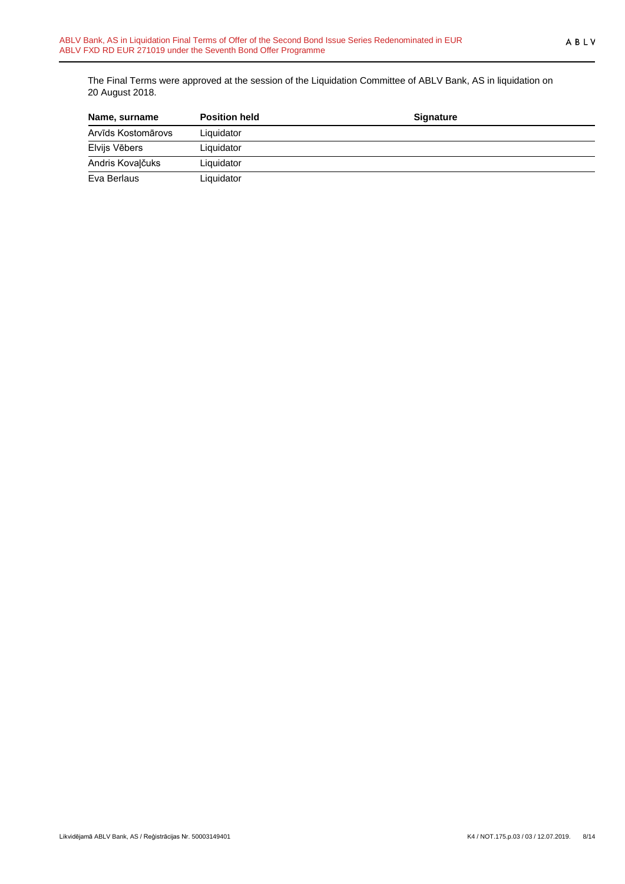The Final Terms were approved at the session of the Liquidation Committee of ABLV Bank, AS in liquidation on 20 August 2018.

| Name, surname | Position held | Signature |
| --- | --- | --- |
| Arvīds Kostomārovs | Liquidator | |
| Elvijs Vēbers | Liquidator | |
| Andris Kovaļčuks | Liquidator | |
| Eva Berlaus | Liquidator | |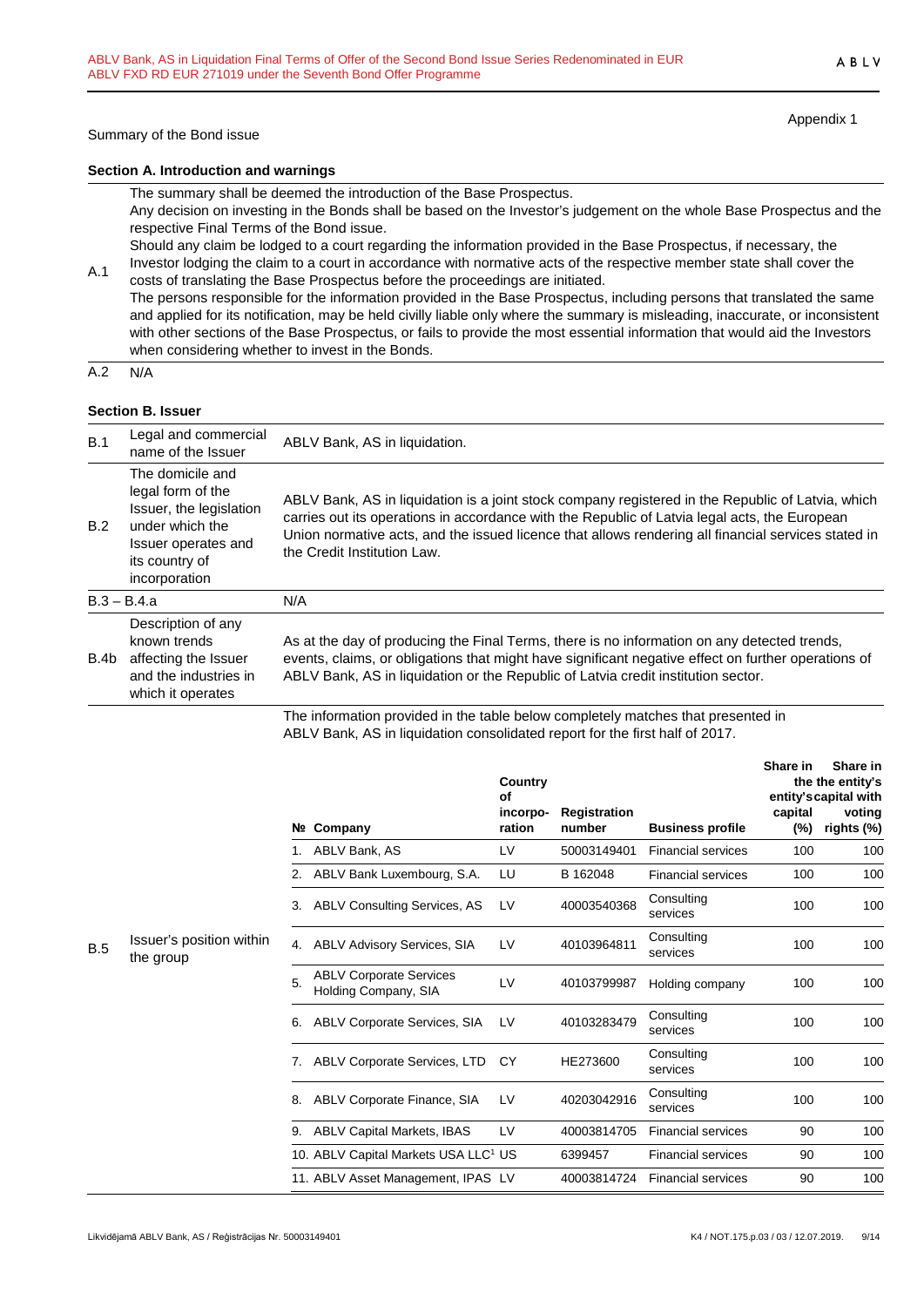Appendix 1

Summary of the Bond issue

**Section A. Introduction and warnings**

| | |
|---|---|
| A.1 | The summary shall be deemed the introduction of the Base Prospectus.<br>Any decision on investing in the Bonds shall be based on the Investor's judgement on the whole Base Prospectus and the respective Final Terms of the Bond issue.<br>Should any claim be lodged to a court regarding the information provided in the Base Prospectus, if necessary, the Investor lodging the claim to a court in accordance with normative acts of the respective member state shall cover the costs of translating the Base Prospectus before the proceedings are initiated.<br>The persons responsible for the information provided in the Base Prospectus, including persons that translated the same and applied for its notification, may be held civilly liable only where the summary is misleading, inaccurate, or inconsistent with other sections of the Base Prospectus, or fails to provide the most essential information that would aid the Investors when considering whether to invest in the Bonds. |
| A.2 | N/A |

**Section B. Issuer**

| | | |
|---|---|---|
| B.1 | Legal and commercial name of the Issuer | ABLV Bank, AS in liquidation. |
| B.2 | The domicile and legal form of the Issuer, the legislation under which the Issuer operates and its country of incorporation | ABLV Bank, AS in liquidation is a joint stock company registered in the Republic of Latvia, which carries out its operations in accordance with the Republic of Latvia legal acts, the European Union normative acts, and the issued licence that allows rendering all financial services stated in the Credit Institution Law. |
| B.3 – B.4.a | | N/A |
| B.4b | Description of any known trends affecting the Issuer and the industries in which it operates | As at the day of producing the Final Terms, there is no information on any detected trends, events, claims, or obligations that might have significant negative effect on further operations of ABLV Bank, AS in liquidation or the Republic of Latvia credit institution sector. |
| B.5 | Issuer's position within the group | The information provided in the table below completely matches that presented in ABLV Bank, AS in liquidation consolidated report for the first half of 2017. |

| № | Company | Country of incorporation | Registration number | Business profile | Share in the entity's capital (%) | Share in the entity's capital with voting rights (%) |
|---|---|---|---|---|---|---|
| 1. | ABLV Bank, AS | LV | 50003149401 | Financial services | 100 | 100 |
| 2. | ABLV Bank Luxembourg, S.A. | LU | B 162048 | Financial services | 100 | 100 |
| 3. | ABLV Consulting Services, AS | LV | 40003540368 | Consulting services | 100 | 100 |
| 4. | ABLV Advisory Services, SIA | LV | 40103964811 | Consulting services | 100 | 100 |
| 5. | ABLV Corporate Services Holding Company, SIA | LV | 40103799987 | Holding company | 100 | 100 |
| 6. | ABLV Corporate Services, SIA | LV | 40103283479 | Consulting services | 100 | 100 |
| 7. | ABLV Corporate Services, LTD | CY | HE273600 | Consulting services | 100 | 100 |
| 8. | ABLV Corporate Finance, SIA | LV | 40203042916 | Consulting services | 100 | 100 |
| 9. | ABLV Capital Markets, IBAS | LV | 40003814705 | Financial services | 90 | 100 |
| 10. | ABLV Capital Markets USA LLC[1] | US | 6399457 | Financial services | 90 | 100 |
| 11. | ABLV Asset Management, IPAS | LV | 40003814724 | Financial services | 90 | 100 |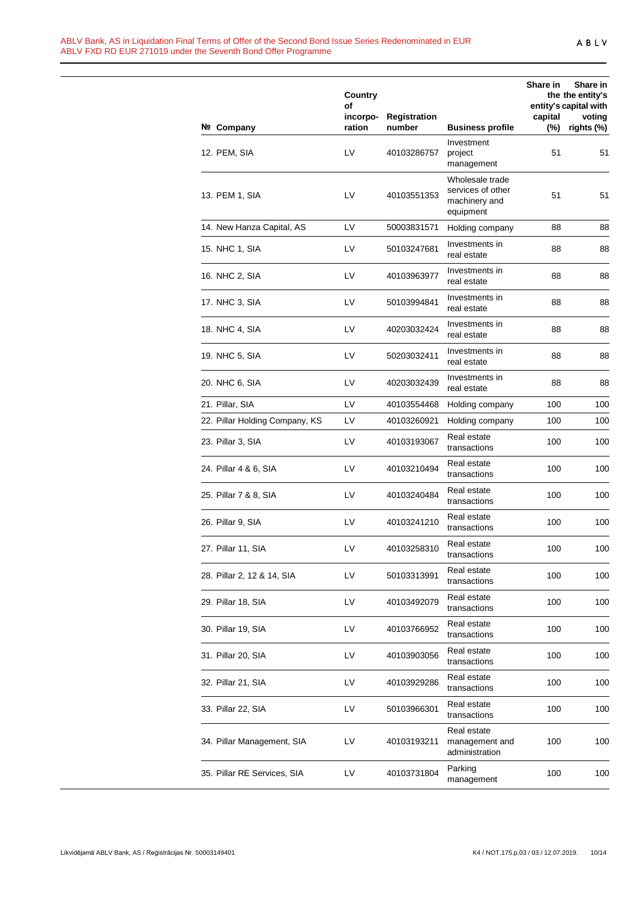| № | Company | Country of incorpo-ration | Registration number | Business profile | Share in the entity's capital (%) | Share in the entity's capital with voting rights (%) |
|---|---|---|---|---|---|---|
| 12. | PEM, SIA | LV | 40103286757 | Investment project management | 51 | 51 |
| 13. | PEM 1, SIA | LV | 40103551353 | Wholesale trade services of other machinery and equipment | 51 | 51 |
| 14. | New Hanza Capital, AS | LV | 50003831571 | Holding company | 88 | 88 |
| 15. | NHC 1, SIA | LV | 50103247681 | Investments in real estate | 88 | 88 |
| 16. | NHC 2, SIA | LV | 40103963977 | Investments in real estate | 88 | 88 |
| 17. | NHC 3, SIA | LV | 50103994841 | Investments in real estate | 88 | 88 |
| 18. | NHC 4, SIA | LV | 40203032424 | Investments in real estate | 88 | 88 |
| 19. | NHC 5, SIA | LV | 50203032411 | Investments in real estate | 88 | 88 |
| 20. | NHC 6, SIA | LV | 40203032439 | Investments in real estate | 88 | 88 |
| 21. | Pillar, SIA | LV | 40103554468 | Holding company | 100 | 100 |
| 22. | Pillar Holding Company, KS | LV | 40103260921 | Holding company | 100 | 100 |
| 23. | Pillar 3, SIA | LV | 40103193067 | Real estate transactions | 100 | 100 |
| 24. | Pillar 4 & 6, SIA | LV | 40103210494 | Real estate transactions | 100 | 100 |
| 25. | Pillar 7 & 8, SIA | LV | 40103240484 | Real estate transactions | 100 | 100 |
| 26. | Pillar 9, SIA | LV | 40103241210 | Real estate transactions | 100 | 100 |
| 27. | Pillar 11, SIA | LV | 40103258310 | Real estate transactions | 100 | 100 |
| 28. | Pillar 2, 12 & 14, SIA | LV | 50103313991 | Real estate transactions | 100 | 100 |
| 29. | Pillar 18, SIA | LV | 40103492079 | Real estate transactions | 100 | 100 |
| 30. | Pillar 19, SIA | LV | 40103766952 | Real estate transactions | 100 | 100 |
| 31. | Pillar 20, SIA | LV | 40103903056 | Real estate transactions | 100 | 100 |
| 32. | Pillar 21, SIA | LV | 40103929286 | Real estate transactions | 100 | 100 |
| 33. | Pillar 22, SIA | LV | 50103966301 | Real estate transactions | 100 | 100 |
| 34. | Pillar Management, SIA | LV | 40103193211 | Real estate management and administration | 100 | 100 |
| 35. | Pillar RE Services, SIA | LV | 40103731804 | Parking management | 100 | 100 |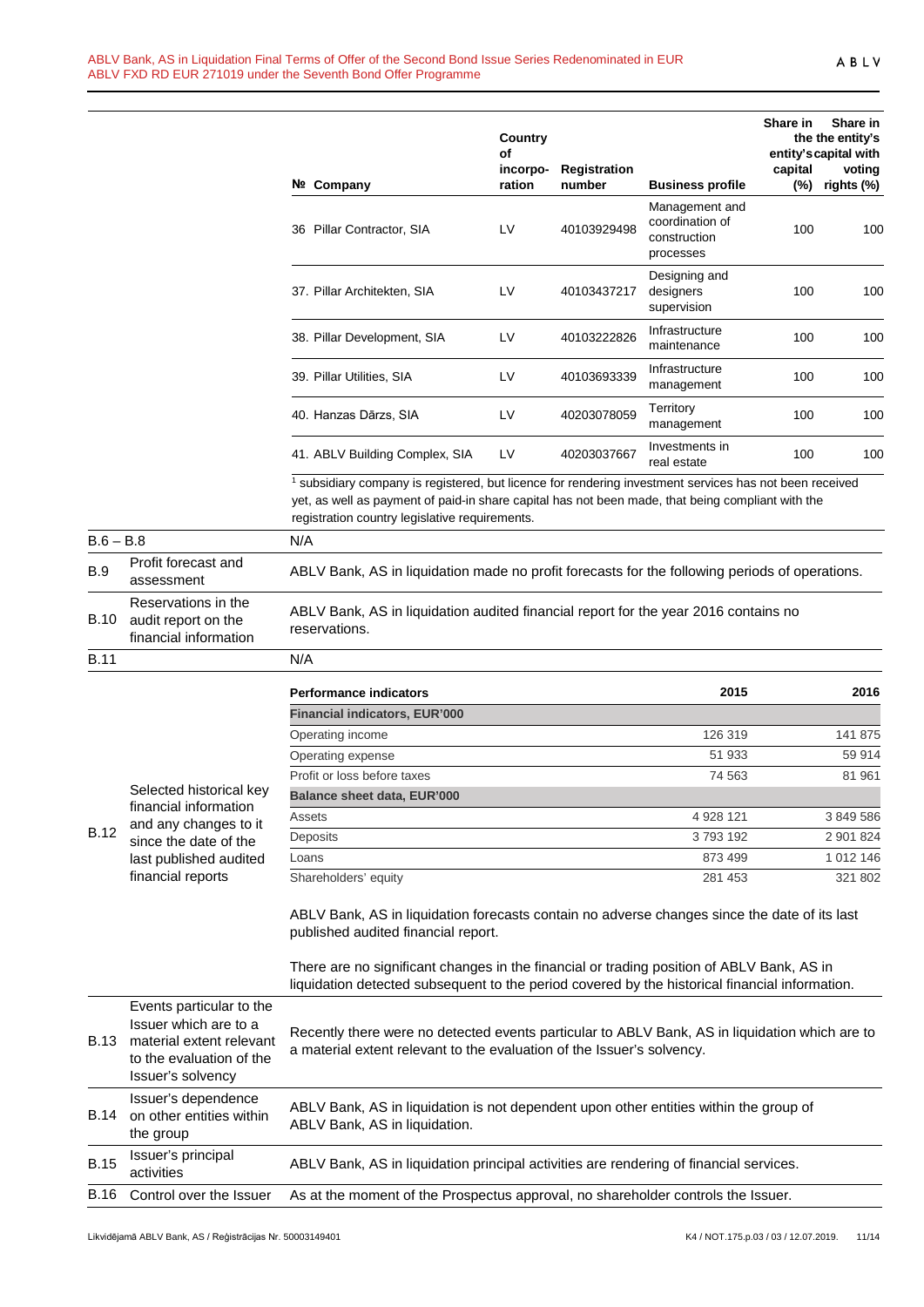| № | Company | Country of incorpo-ration | Registration number | Business profile | Share in the entity's capital (%) | Share in the the entity's capital with voting rights (%) |
|---|---|---|---|---|---|---|
| 36 | Pillar Contractor, SIA | LV | 40103929498 | Management and coordination of construction processes | 100 | 100 |
| 37. | Pillar Architekten, SIA | LV | 40103437217 | Designing and designers supervision | 100 | 100 |
| 38. | Pillar Development, SIA | LV | 40103222826 | Infrastructure maintenance | 100 | 100 |
| 39. | Pillar Utilities, SIA | LV | 40103693339 | Infrastructure management | 100 | 100 |
| 40. | Hanzas Dārzs, SIA | LV | 40203078059 | Territory management | 100 | 100 |
| 41. | ABLV Building Complex, SIA | LV | 40203037667 | Investments in real estate | 100 | 100 |

[1] subsidiary company is registered, but licence for rendering investment services has not been received yet, as well as payment of paid-in share capital has not been made, that being compliant with the registration country legislative requirements.

| | | |
|---|---|---|
| B.6 – B.8 | | N/A |
| B.9 | Profit forecast and assessment | ABLV Bank, AS in liquidation made no profit forecasts for the following periods of operations. |
| B.10 | Reservations in the audit report on the financial information | ABLV Bank, AS in liquidation audited financial report for the year 2016 contains no reservations. |
| B.11 | | N/A |
| B.12 | Selected historical key financial information and any changes to it since the date of the last published audited financial reports | (see table below) |

| Performance indicators | 2015 | 2016 |
|---|---|---|
| **Financial indicators, EUR'000** | | |
| Operating income | 126 319 | 141 875 |
| Operating expense | 51 933 | 59 914 |
| Profit or loss before taxes | 74 563 | 81 961 |
| **Balance sheet data, EUR'000** | | |
| Assets | 4 928 121 | 3 849 586 |
| Deposits | 3 793 192 | 2 901 824 |
| Loans | 873 499 | 1 012 146 |
| Shareholders' equity | 281 453 | 321 802 |

ABLV Bank, AS in liquidation forecasts contain no adverse changes since the date of its last published audited financial report.

There are no significant changes in the financial or trading position of ABLV Bank, AS in liquidation detected subsequent to the period covered by the historical financial information.

| | | |
|---|---|---|
| B.13 | Events particular to the Issuer which are to a material extent relevant to the evaluation of the Issuer's solvency | Recently there were no detected events particular to ABLV Bank, AS in liquidation which are to a material extent relevant to the evaluation of the Issuer's solvency. |
| B.14 | Issuer's dependence on other entities within the group | ABLV Bank, AS in liquidation is not dependent upon other entities within the group of ABLV Bank, AS in liquidation. |
| B.15 | Issuer's principal activities | ABLV Bank, AS in liquidation principal activities are rendering of financial services. |
| B.16 | Control over the Issuer | As at the moment of the Prospectus approval, no shareholder controls the Issuer. |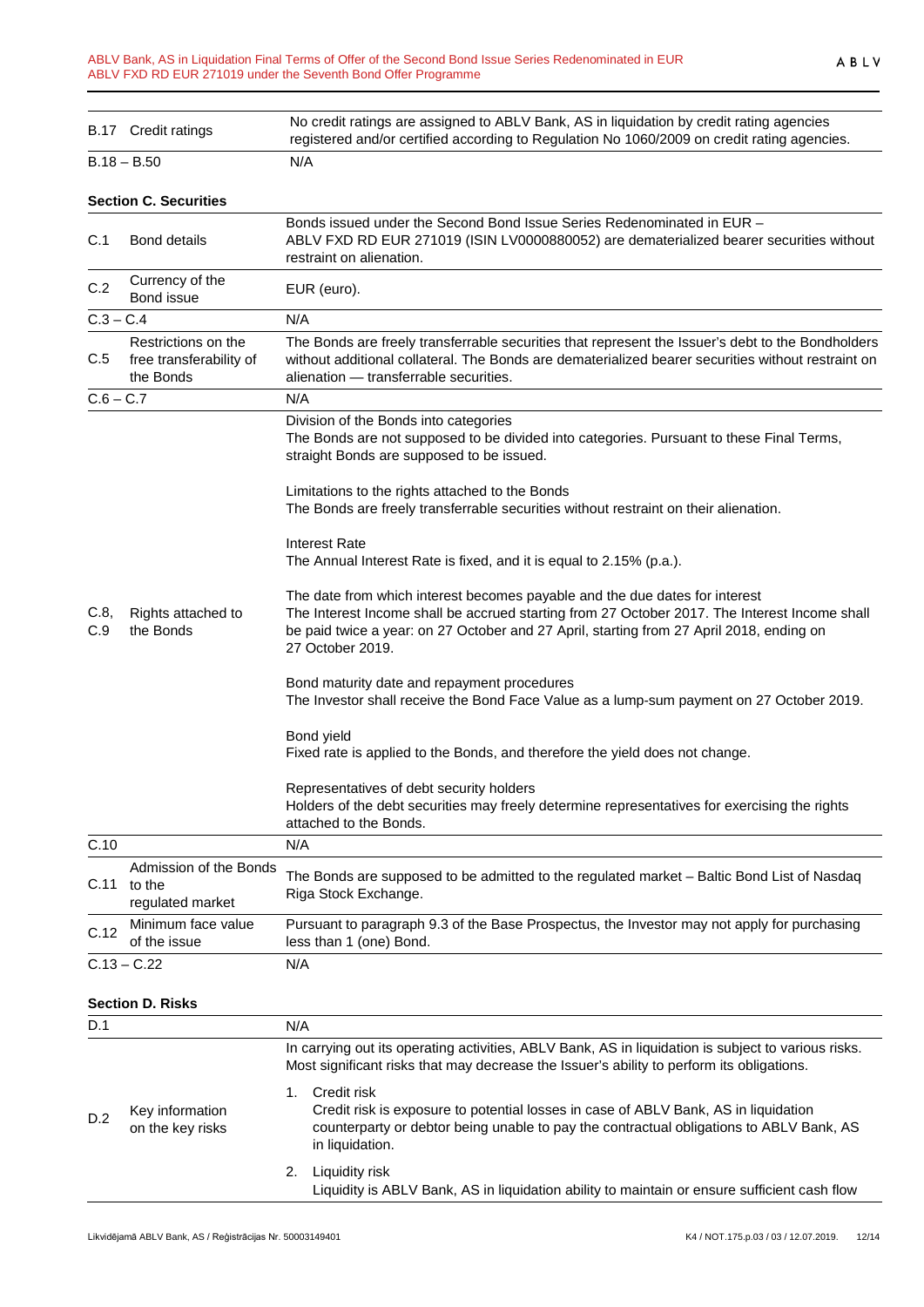| | | |
|---|---|---|
| B.17 | Credit ratings | No credit ratings are assigned to ABLV Bank, AS in liquidation by credit rating agencies registered and/or certified according to Regulation No 1060/2009 on credit rating agencies. |
| B.18 – B.50 | | N/A |

**Section C. Securities**

| | | |
|---|---|---|
| C.1 | Bond details | Bonds issued under the Second Bond Issue Series Redenominated in EUR – ABLV FXD RD EUR 271019 (ISIN LV0000880052) are dematerialized bearer securities without restraint on alienation. |
| C.2 | Currency of the Bond issue | EUR (euro). |
| C.3 – C.4 | | N/A |
| C.5 | Restrictions on the free transferability of the Bonds | The Bonds are freely transferrable securities that represent the Issuer's debt to the Bondholders without additional collateral. The Bonds are dematerialized bearer securities without restraint on alienation — transferrable securities. |
| C.6 – C.7 | | N/A |
| C.8, C.9 | Rights attached to the Bonds | Division of the Bonds into categories<br>The Bonds are not supposed to be divided into categories. Pursuant to these Final Terms, straight Bonds are supposed to be issued.<br><br>Limitations to the rights attached to the Bonds<br>The Bonds are freely transferrable securities without restraint on their alienation.<br><br>Interest Rate<br>The Annual Interest Rate is fixed, and it is equal to 2.15% (p.a.).<br><br>The date from which interest becomes payable and the due dates for interest<br>The Interest Income shall be accrued starting from 27 October 2017. The Interest Income shall be paid twice a year: on 27 October and 27 April, starting from 27 April 2018, ending on 27 October 2019.<br><br>Bond maturity date and repayment procedures<br>The Investor shall receive the Bond Face Value as a lump-sum payment on 27 October 2019.<br><br>Bond yield<br>Fixed rate is applied to the Bonds, and therefore the yield does not change.<br><br>Representatives of debt security holders<br>Holders of the debt securities may freely determine representatives for exercising the rights attached to the Bonds. |
| C.10 | | N/A |
| C.11 | Admission of the Bonds to the regulated market | The Bonds are supposed to be admitted to the regulated market – Baltic Bond List of Nasdaq Riga Stock Exchange. |
| C.12 | Minimum face value of the issue | Pursuant to paragraph 9.3 of the Base Prospectus, the Investor may not apply for purchasing less than 1 (one) Bond. |
| C.13 – C.22 | | N/A |

**Section D. Risks**

| | | |
|---|---|---|
| D.1 | | N/A |
| D.2 | Key information on the key risks | In carrying out its operating activities, ABLV Bank, AS in liquidation is subject to various risks. Most significant risks that may decrease the Issuer's ability to perform its obligations.<br><br>1. Credit risk<br>Credit risk is exposure to potential losses in case of ABLV Bank, AS in liquidation counterparty or debtor being unable to pay the contractual obligations to ABLV Bank, AS in liquidation.<br><br>2. Liquidity risk<br>Liquidity is ABLV Bank, AS in liquidation ability to maintain or ensure sufficient cash flow |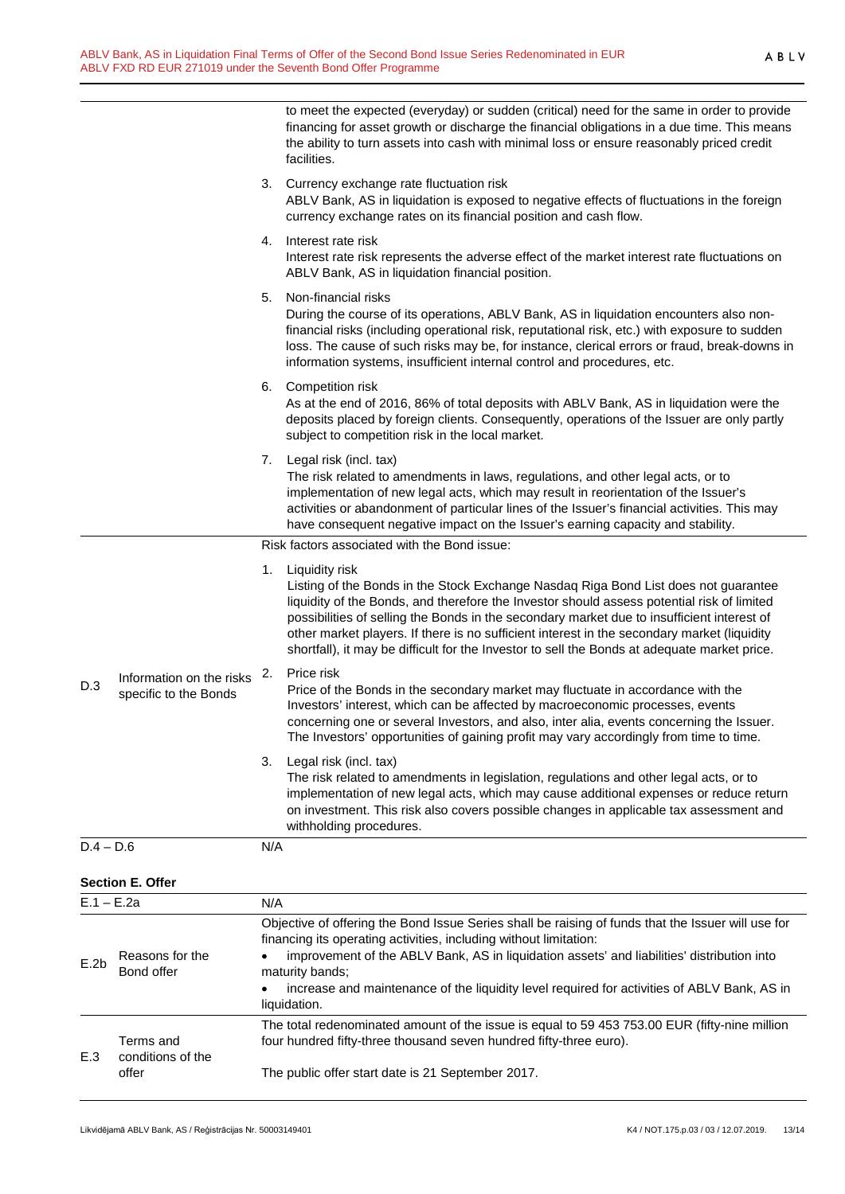| | | |
|---|---|---|
| | | to meet the expected (everyday) or sudden (critical) need for the same in order to provide financing for asset growth or discharge the financial obligations in a due time. This means the ability to turn assets into cash with minimal loss or ensure reasonably priced credit facilities.<br><br>3. Currency exchange rate fluctuation risk<br>ABLV Bank, AS in liquidation is exposed to negative effects of fluctuations in the foreign currency exchange rates on its financial position and cash flow.<br><br>4. Interest rate risk<br>Interest rate risk represents the adverse effect of the market interest rate fluctuations on ABLV Bank, AS in liquidation financial position.<br><br>5. Non-financial risks<br>During the course of its operations, ABLV Bank, AS in liquidation encounters also non-financial risks (including operational risk, reputational risk, etc.) with exposure to sudden loss. The cause of such risks may be, for instance, clerical errors or fraud, break-downs in information systems, insufficient internal control and procedures, etc.<br><br>6. Competition risk<br>As at the end of 2016, 86% of total deposits with ABLV Bank, AS in liquidation were the deposits placed by foreign clients. Consequently, operations of the Issuer are only partly subject to competition risk in the local market.<br><br>7. Legal risk (incl. tax)<br>The risk related to amendments in laws, regulations, and other legal acts, or to implementation of new legal acts, which may result in reorientation of the Issuer's activities or abandonment of particular lines of the Issuer's financial activities. This may have consequent negative impact on the Issuer's earning capacity and stability. |
| D.3 | Information on the risks specific to the Bonds | Risk factors associated with the Bond issue:<br><br>1. Liquidity risk<br>Listing of the Bonds in the Stock Exchange Nasdaq Riga Bond List does not guarantee liquidity of the Bonds, and therefore the Investor should assess potential risk of limited possibilities of selling the Bonds in the secondary market due to insufficient interest of other market players. If there is no sufficient interest in the secondary market (liquidity shortfall), it may be difficult for the Investor to sell the Bonds at adequate market price.<br><br>2. Price risk<br>Price of the Bonds in the secondary market may fluctuate in accordance with the Investors' interest, which can be affected by macroeconomic processes, events concerning one or several Investors, and also, inter alia, events concerning the Issuer. The Investors' opportunities of gaining profit may vary accordingly from time to time.<br><br>3. Legal risk (incl. tax)<br>The risk related to amendments in legislation, regulations and other legal acts, or to implementation of new legal acts, which may cause additional expenses or reduce return on investment. This risk also covers possible changes in applicable tax assessment and withholding procedures. |
| D.4 – D.6 | | N/A |

**Section E. Offer**

| | | |
|---|---|---|
| E.1 – E.2a | | N/A |
| E.2b | Reasons for the Bond offer | Objective of offering the Bond Issue Series shall be raising of funds that the Issuer will use for financing its operating activities, including without limitation:<br>• improvement of the ABLV Bank, AS in liquidation assets' and liabilities' distribution into maturity bands;<br>• increase and maintenance of the liquidity level required for activities of ABLV Bank, AS in liquidation. |
| E.3 | Terms and conditions of the offer | The total redenominated amount of the issue is equal to 59 453 753.00 EUR (fifty-nine million four hundred fifty-three thousand seven hundred fifty-three euro).<br><br>The public offer start date is 21 September 2017. |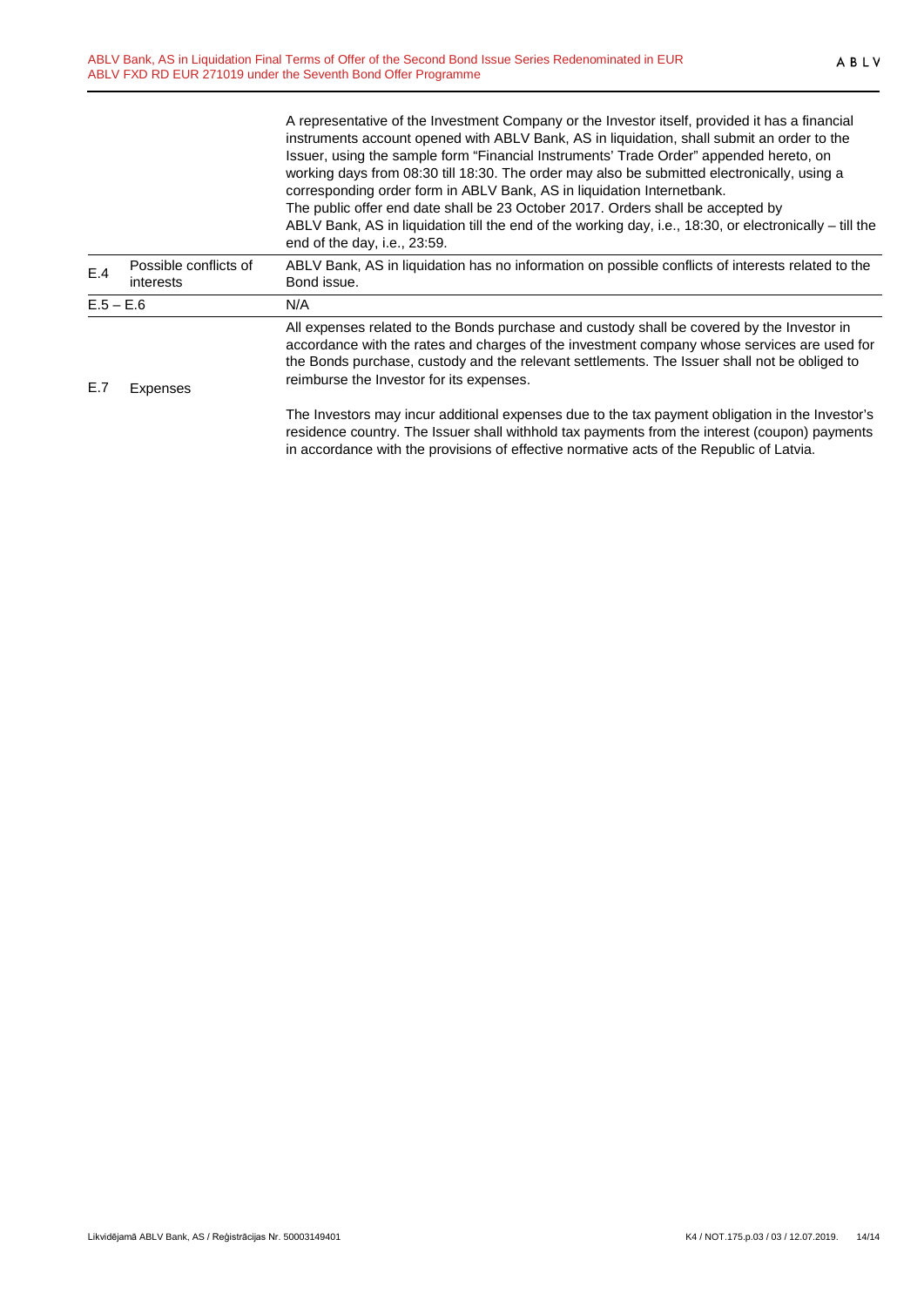| | | |
|---|---|---|
| | | A representative of the Investment Company or the Investor itself, provided it has a financial instruments account opened with ABLV Bank, AS in liquidation, shall submit an order to the Issuer, using the sample form "Financial Instruments' Trade Order" appended hereto, on working days from 08:30 till 18:30. The order may also be submitted electronically, using a corresponding order form in ABLV Bank, AS in liquidation Internetbank.<br>The public offer end date shall be 23 October 2017. Orders shall be accepted by ABLV Bank, AS in liquidation till the end of the working day, i.e., 18:30, or electronically – till the end of the day, i.e., 23:59. |
| E.4 | Possible conflicts of interests | ABLV Bank, AS in liquidation has no information on possible conflicts of interests related to the Bond issue. |
| E.5 – E.6 | | N/A |
| E.7 | Expenses | All expenses related to the Bonds purchase and custody shall be covered by the Investor in accordance with the rates and charges of the investment company whose services are used for the Bonds purchase, custody and the relevant settlements. The Issuer shall not be obliged to reimburse the Investor for its expenses.<br><br>The Investors may incur additional expenses due to the tax payment obligation in the Investor's residence country. The Issuer shall withhold tax payments from the interest (coupon) payments in accordance with the provisions of effective normative acts of the Republic of Latvia. |